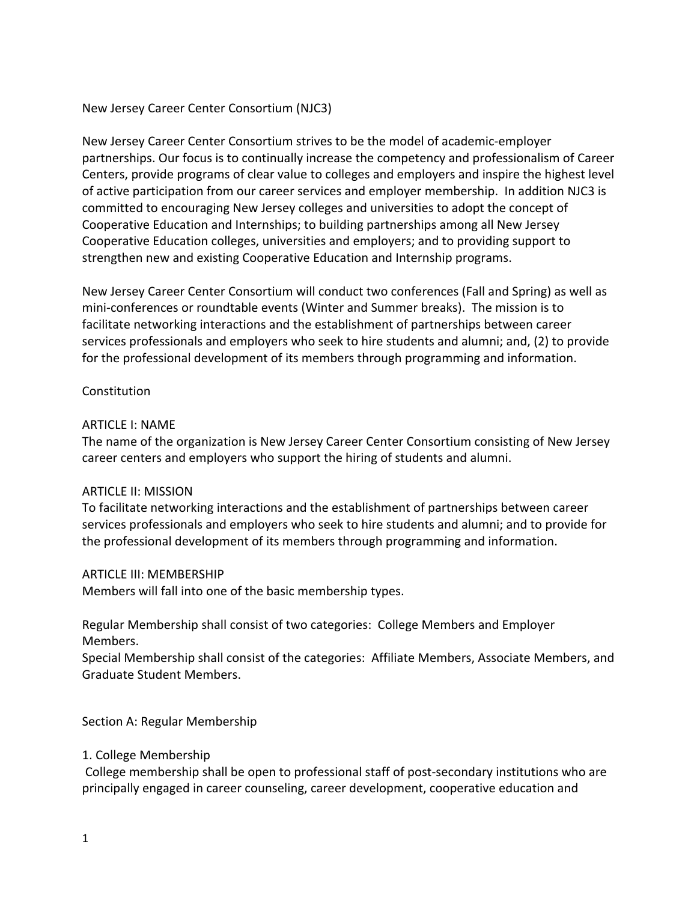# New Jersey Career Center Consortium (NJC3)

New Jersey Career Center Consortium strives to be the model of academic-employer partnerships. Our focus is to continually increase the competency and professionalism of Career Centers, provide programs of clear value to colleges and employers and inspire the highest level of active participation from our career services and employer membership. In addition NJC3 is committed to encouraging New Jersey colleges and universities to adopt the concept of Cooperative Education and Internships; to building partnerships among all New Jersey Cooperative Education colleges, universities and employers; and to providing support to strengthen new and existing Cooperative Education and Internship programs.

New Jersey Career Center Consortium will conduct two conferences (Fall and Spring) as well as mini-conferences or roundtable events (Winter and Summer breaks). The mission is to facilitate networking interactions and the establishment of partnerships between career services professionals and employers who seek to hire students and alumni; and, (2) to provide for the professional development of its members through programming and information.

## Constitution

### ARTICLE I: NAME

The name of the organization is New Jersey Career Center Consortium consisting of New Jersey career centers and employers who support the hiring of students and alumni.

### ARTICLE II: MISSION

To facilitate networking interactions and the establishment of partnerships between career services professionals and employers who seek to hire students and alumni; and to provide for the professional development of its members through programming and information.

### ARTICLE III: MEMBERSHIP

Members will fall into one of the basic membership types.

Regular Membership shall consist of two categories: College Members and Employer Members.
Special Membership shall consist of the categories: Affiliate Members, Associate Members, and Graduate Student Members.

#### Section A: Regular Membership

1. College Membership

College membership shall be open to professional staff of post-secondary institutions who are principally engaged in career counseling, career development, cooperative education and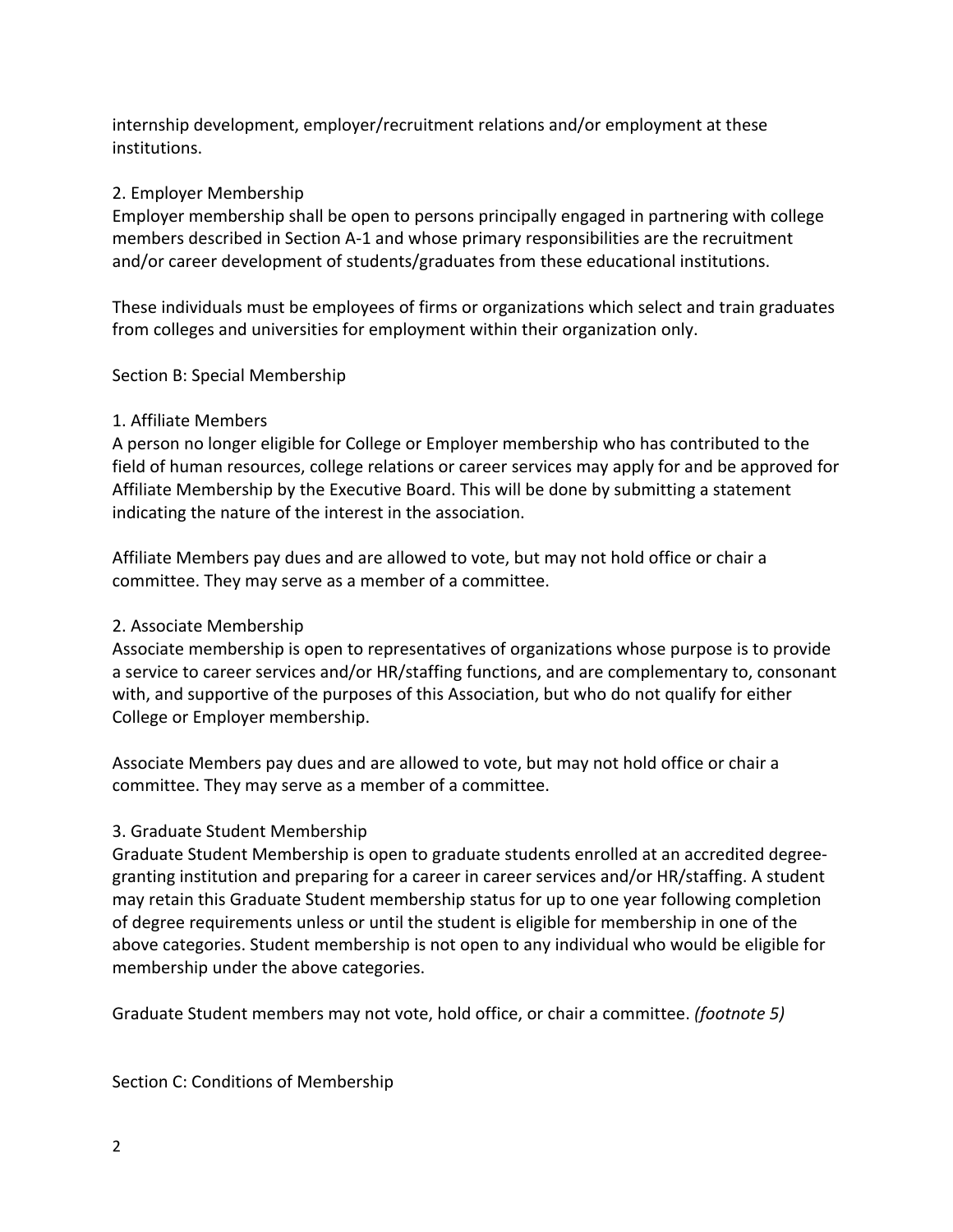internship development, employer/recruitment relations and/or employment at these institutions.

2. Employer Membership
Employer membership shall be open to persons principally engaged in partnering with college members described in Section A-1 and whose primary responsibilities are the recruitment and/or career development of students/graduates from these educational institutions.

These individuals must be employees of firms or organizations which select and train graduates from colleges and universities for employment within their organization only.

Section B: Special Membership

1. Affiliate Members
A person no longer eligible for College or Employer membership who has contributed to the field of human resources, college relations or career services may apply for and be approved for Affiliate Membership by the Executive Board. This will be done by submitting a statement indicating the nature of the interest in the association.

Affiliate Members pay dues and are allowed to vote, but may not hold office or chair a committee. They may serve as a member of a committee.

2. Associate Membership
Associate membership is open to representatives of organizations whose purpose is to provide a service to career services and/or HR/staffing functions, and are complementary to, consonant with, and supportive of the purposes of this Association, but who do not qualify for either College or Employer membership.

Associate Members pay dues and are allowed to vote, but may not hold office or chair a committee. They may serve as a member of a committee.

3. Graduate Student Membership
Graduate Student Membership is open to graduate students enrolled at an accredited degree-granting institution and preparing for a career in career services and/or HR/staffing. A student may retain this Graduate Student membership status for up to one year following completion of degree requirements unless or until the student is eligible for membership in one of the above categories. Student membership is not open to any individual who would be eligible for membership under the above categories.

Graduate Student members may not vote, hold office, or chair a committee. *(footnote 5)*

Section C: Conditions of Membership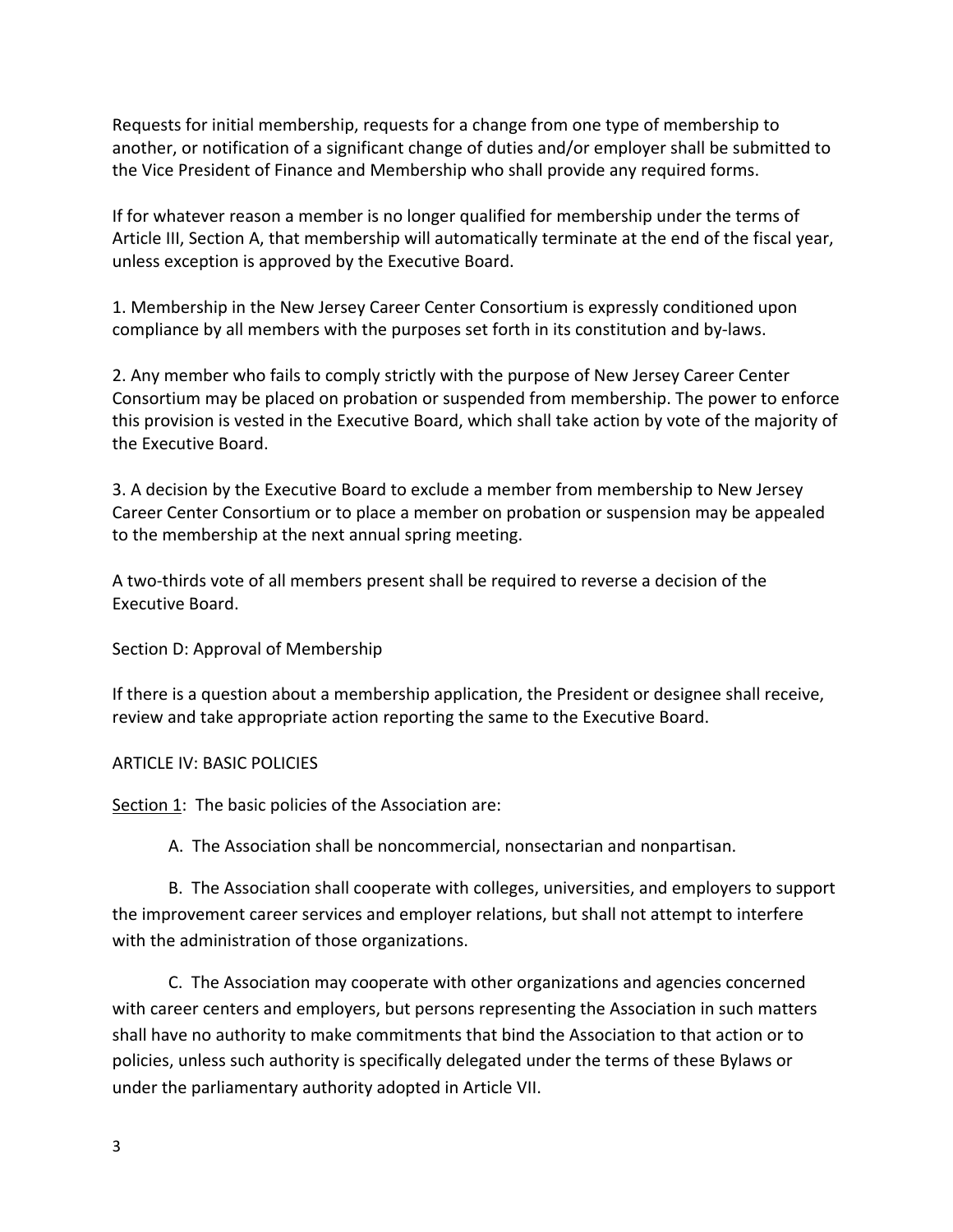Requests for initial membership, requests for a change from one type of membership to another, or notification of a significant change of duties and/or employer shall be submitted to the Vice President of Finance and Membership who shall provide any required forms.

If for whatever reason a member is no longer qualified for membership under the terms of Article III, Section A, that membership will automatically terminate at the end of the fiscal year, unless exception is approved by the Executive Board.

1. Membership in the New Jersey Career Center Consortium is expressly conditioned upon compliance by all members with the purposes set forth in its constitution and by-laws.

2. Any member who fails to comply strictly with the purpose of New Jersey Career Center Consortium may be placed on probation or suspended from membership. The power to enforce this provision is vested in the Executive Board, which shall take action by vote of the majority of the Executive Board.

3. A decision by the Executive Board to exclude a member from membership to New Jersey Career Center Consortium or to place a member on probation or suspension may be appealed to the membership at the next annual spring meeting.

A two-thirds vote of all members present shall be required to reverse a decision of the Executive Board.

Section D: Approval of Membership

If there is a question about a membership application, the President or designee shall receive, review and take appropriate action reporting the same to the Executive Board.

ARTICLE IV: BASIC POLICIES

<u>Section 1</u>: The basic policies of the Association are:

A. The Association shall be noncommercial, nonsectarian and nonpartisan.

B. The Association shall cooperate with colleges, universities, and employers to support the improvement career services and employer relations, but shall not attempt to interfere with the administration of those organizations.

C. The Association may cooperate with other organizations and agencies concerned with career centers and employers, but persons representing the Association in such matters shall have no authority to make commitments that bind the Association to that action or to policies, unless such authority is specifically delegated under the terms of these Bylaws or under the parliamentary authority adopted in Article VII.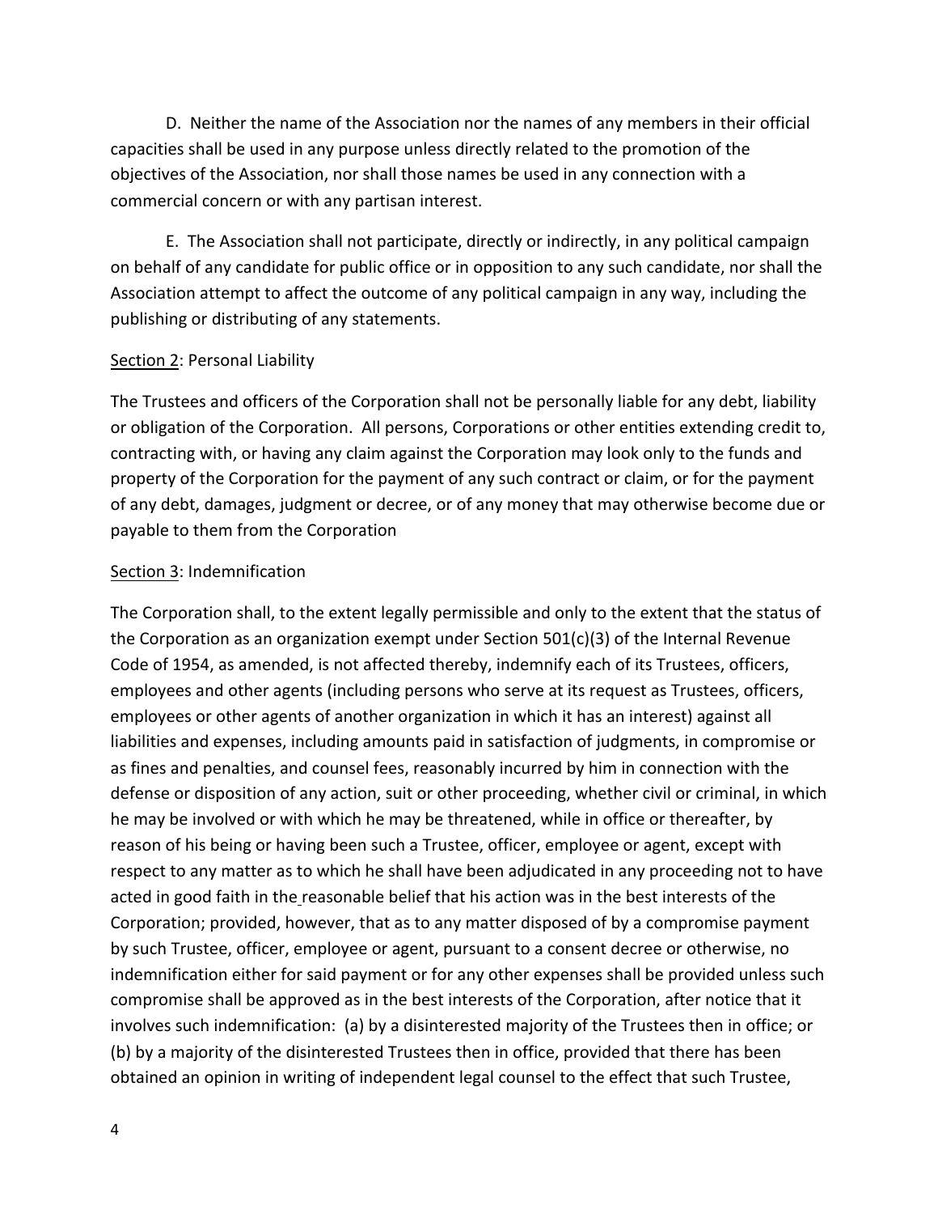D. Neither the name of the Association nor the names of any members in their official capacities shall be used in any purpose unless directly related to the promotion of the objectives of the Association, nor shall those names be used in any connection with a commercial concern or with any partisan interest.

E. The Association shall not participate, directly or indirectly, in any political campaign on behalf of any candidate for public office or in opposition to any such candidate, nor shall the Association attempt to affect the outcome of any political campaign in any way, including the publishing or distributing of any statements.

Section 2: Personal Liability

The Trustees and officers of the Corporation shall not be personally liable for any debt, liability or obligation of the Corporation. All persons, Corporations or other entities extending credit to, contracting with, or having any claim against the Corporation may look only to the funds and property of the Corporation for the payment of any such contract or claim, or for the payment of any debt, damages, judgment or decree, or of any money that may otherwise become due or payable to them from the Corporation

Section 3: Indemnification

The Corporation shall, to the extent legally permissible and only to the extent that the status of the Corporation as an organization exempt under Section 501(c)(3) of the Internal Revenue Code of 1954, as amended, is not affected thereby, indemnify each of its Trustees, officers, employees and other agents (including persons who serve at its request as Trustees, officers, employees or other agents of another organization in which it has an interest) against all liabilities and expenses, including amounts paid in satisfaction of judgments, in compromise or as fines and penalties, and counsel fees, reasonably incurred by him in connection with the defense or disposition of any action, suit or other proceeding, whether civil or criminal, in which he may be involved or with which he may be threatened, while in office or thereafter, by reason of his being or having been such a Trustee, officer, employee or agent, except with respect to any matter as to which he shall have been adjudicated in any proceeding not to have acted in good faith in the reasonable belief that his action was in the best interests of the Corporation; provided, however, that as to any matter disposed of by a compromise payment by such Trustee, officer, employee or agent, pursuant to a consent decree or otherwise, no indemnification either for said payment or for any other expenses shall be provided unless such compromise shall be approved as in the best interests of the Corporation, after notice that it involves such indemnification: (a) by a disinterested majority of the Trustees then in office; or (b) by a majority of the disinterested Trustees then in office, provided that there has been obtained an opinion in writing of independent legal counsel to the effect that such Trustee,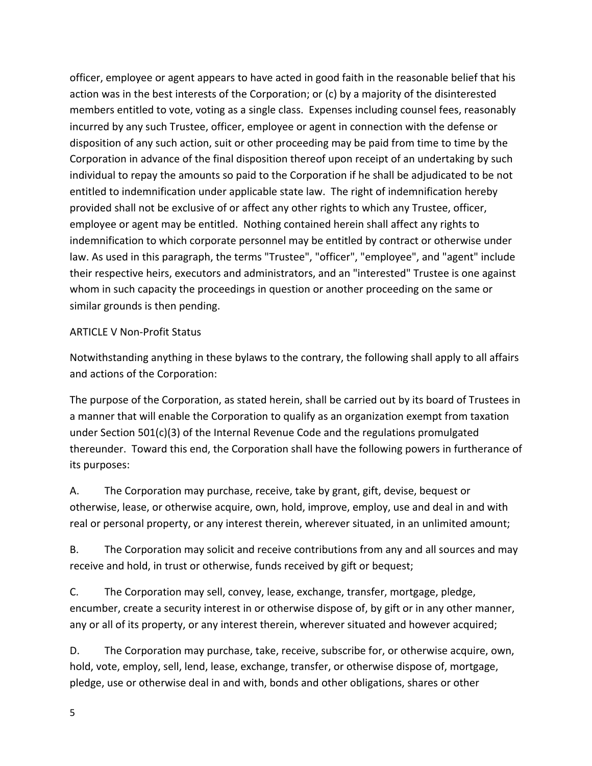officer, employee or agent appears to have acted in good faith in the reasonable belief that his action was in the best interests of the Corporation; or (c) by a majority of the disinterested members entitled to vote, voting as a single class. Expenses including counsel fees, reasonably incurred by any such Trustee, officer, employee or agent in connection with the defense or disposition of any such action, suit or other proceeding may be paid from time to time by the Corporation in advance of the final disposition thereof upon receipt of an undertaking by such individual to repay the amounts so paid to the Corporation if he shall be adjudicated to be not entitled to indemnification under applicable state law. The right of indemnification hereby provided shall not be exclusive of or affect any other rights to which any Trustee, officer, employee or agent may be entitled. Nothing contained herein shall affect any rights to indemnification to which corporate personnel may be entitled by contract or otherwise under law. As used in this paragraph, the terms "Trustee", "officer", "employee", and "agent" include their respective heirs, executors and administrators, and an "interested" Trustee is one against whom in such capacity the proceedings in question or another proceeding on the same or similar grounds is then pending.

ARTICLE V Non-Profit Status

Notwithstanding anything in these bylaws to the contrary, the following shall apply to all affairs and actions of the Corporation:

The purpose of the Corporation, as stated herein, shall be carried out by its board of Trustees in a manner that will enable the Corporation to qualify as an organization exempt from taxation under Section 501(c)(3) of the Internal Revenue Code and the regulations promulgated thereunder. Toward this end, the Corporation shall have the following powers in furtherance of its purposes:

A. The Corporation may purchase, receive, take by grant, gift, devise, bequest or otherwise, lease, or otherwise acquire, own, hold, improve, employ, use and deal in and with real or personal property, or any interest therein, wherever situated, in an unlimited amount;

B. The Corporation may solicit and receive contributions from any and all sources and may receive and hold, in trust or otherwise, funds received by gift or bequest;

C. The Corporation may sell, convey, lease, exchange, transfer, mortgage, pledge, encumber, create a security interest in or otherwise dispose of, by gift or in any other manner, any or all of its property, or any interest therein, wherever situated and however acquired;

D. The Corporation may purchase, take, receive, subscribe for, or otherwise acquire, own, hold, vote, employ, sell, lend, lease, exchange, transfer, or otherwise dispose of, mortgage, pledge, use or otherwise deal in and with, bonds and other obligations, shares or other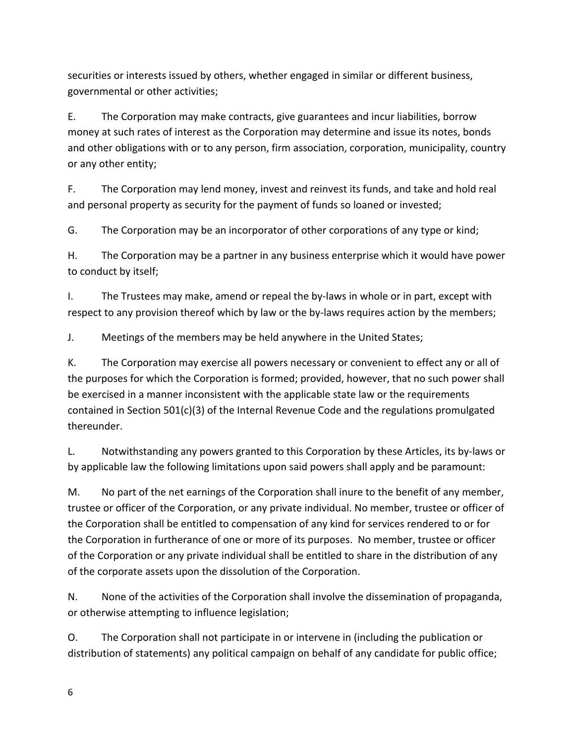securities or interests issued by others, whether engaged in similar or different business, governmental or other activities;

E. The Corporation may make contracts, give guarantees and incur liabilities, borrow money at such rates of interest as the Corporation may determine and issue its notes, bonds and other obligations with or to any person, firm association, corporation, municipality, country or any other entity;

F. The Corporation may lend money, invest and reinvest its funds, and take and hold real and personal property as security for the payment of funds so loaned or invested;

G. The Corporation may be an incorporator of other corporations of any type or kind;

H. The Corporation may be a partner in any business enterprise which it would have power to conduct by itself;

I. The Trustees may make, amend or repeal the by-laws in whole or in part, except with respect to any provision thereof which by law or the by-laws requires action by the members;

J. Meetings of the members may be held anywhere in the United States;

K. The Corporation may exercise all powers necessary or convenient to effect any or all of the purposes for which the Corporation is formed; provided, however, that no such power shall be exercised in a manner inconsistent with the applicable state law or the requirements contained in Section 501(c)(3) of the Internal Revenue Code and the regulations promulgated thereunder.

L. Notwithstanding any powers granted to this Corporation by these Articles, its by-laws or by applicable law the following limitations upon said powers shall apply and be paramount:

M. No part of the net earnings of the Corporation shall inure to the benefit of any member, trustee or officer of the Corporation, or any private individual. No member, trustee or officer of the Corporation shall be entitled to compensation of any kind for services rendered to or for the Corporation in furtherance of one or more of its purposes. No member, trustee or officer of the Corporation or any private individual shall be entitled to share in the distribution of any of the corporate assets upon the dissolution of the Corporation.

N. None of the activities of the Corporation shall involve the dissemination of propaganda, or otherwise attempting to influence legislation;

O. The Corporation shall not participate in or intervene in (including the publication or distribution of statements) any political campaign on behalf of any candidate for public office;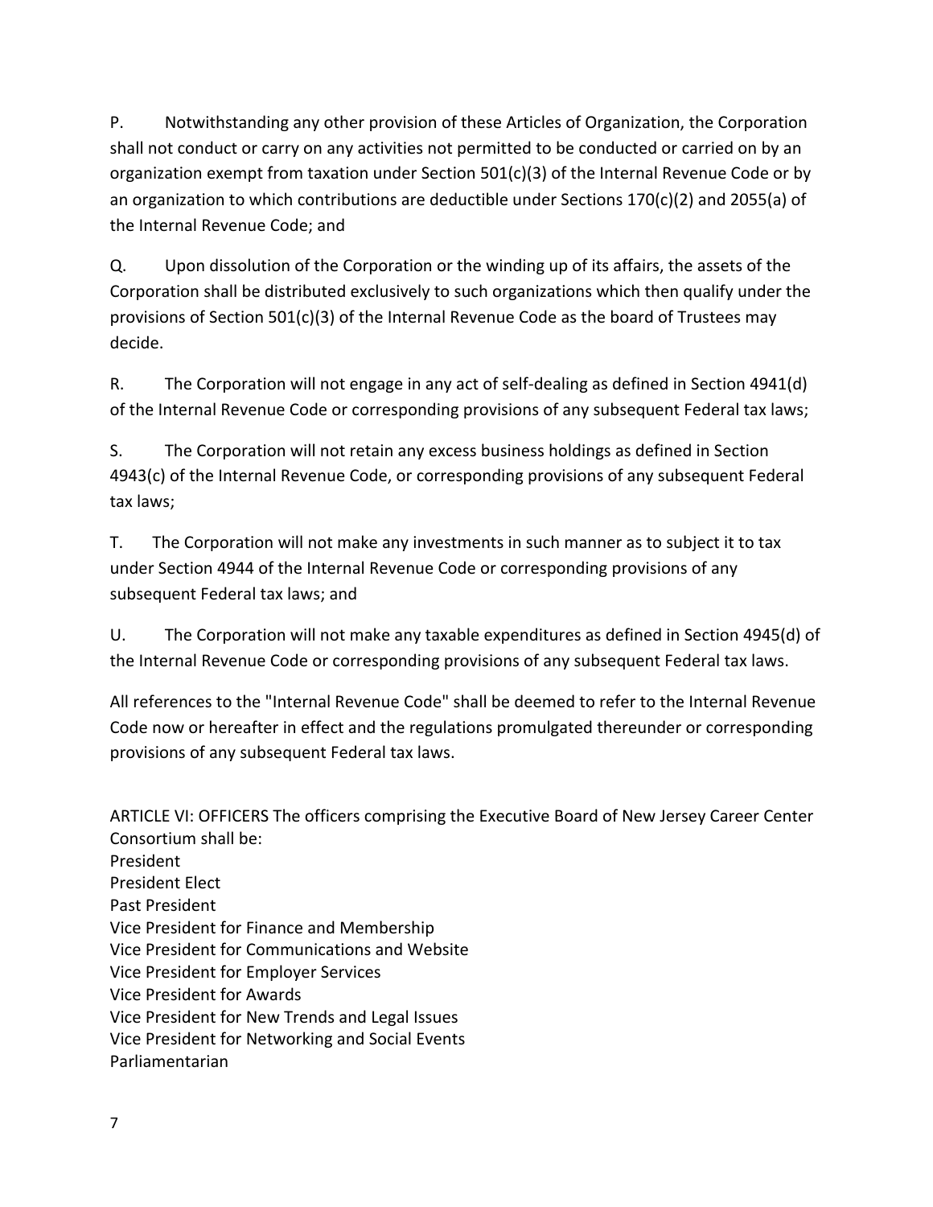P. Notwithstanding any other provision of these Articles of Organization, the Corporation shall not conduct or carry on any activities not permitted to be conducted or carried on by an organization exempt from taxation under Section 501(c)(3) of the Internal Revenue Code or by an organization to which contributions are deductible under Sections 170(c)(2) and 2055(a) of the Internal Revenue Code; and

Q. Upon dissolution of the Corporation or the winding up of its affairs, the assets of the Corporation shall be distributed exclusively to such organizations which then qualify under the provisions of Section 501(c)(3) of the Internal Revenue Code as the board of Trustees may decide.

R. The Corporation will not engage in any act of self-dealing as defined in Section 4941(d) of the Internal Revenue Code or corresponding provisions of any subsequent Federal tax laws;

S. The Corporation will not retain any excess business holdings as defined in Section 4943(c) of the Internal Revenue Code, or corresponding provisions of any subsequent Federal tax laws;

T. The Corporation will not make any investments in such manner as to subject it to tax under Section 4944 of the Internal Revenue Code or corresponding provisions of any subsequent Federal tax laws; and

U. The Corporation will not make any taxable expenditures as defined in Section 4945(d) of the Internal Revenue Code or corresponding provisions of any subsequent Federal tax laws.

All references to the "Internal Revenue Code" shall be deemed to refer to the Internal Revenue Code now or hereafter in effect and the regulations promulgated thereunder or corresponding provisions of any subsequent Federal tax laws.

ARTICLE VI: OFFICERS The officers comprising the Executive Board of New Jersey Career Center Consortium shall be:

President
President Elect
Past President
Vice President for Finance and Membership
Vice President for Communications and Website
Vice President for Employer Services
Vice President for Awards
Vice President for New Trends and Legal Issues
Vice President for Networking and Social Events
Parliamentarian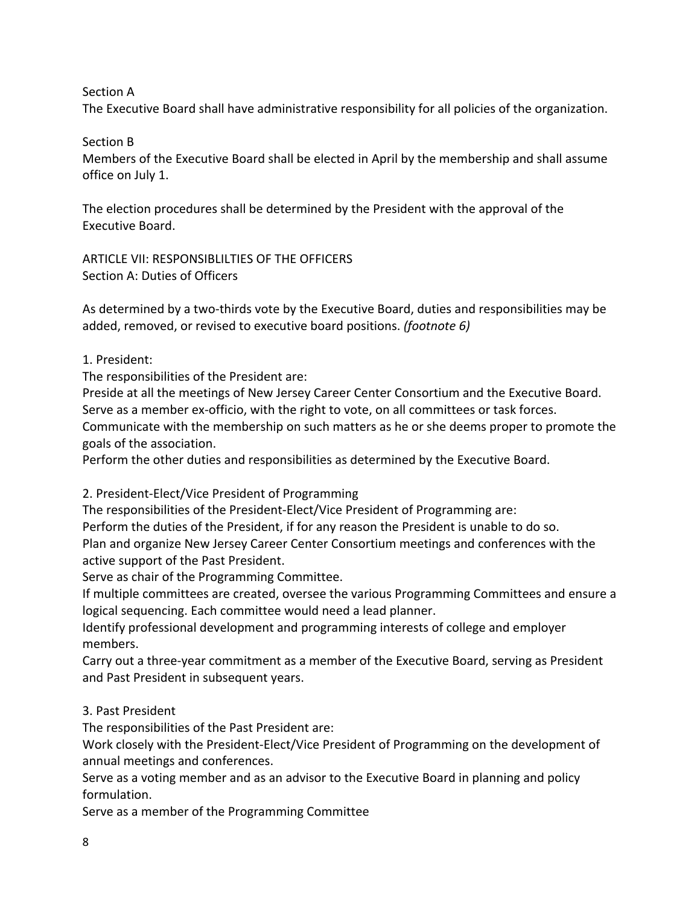Section A

The Executive Board shall have administrative responsibility for all policies of the organization.

Section B

Members of the Executive Board shall be elected in April by the membership and shall assume office on July 1.

The election procedures shall be determined by the President with the approval of the Executive Board.

## ARTICLE VII: RESPONSIBLILTIES OF THE OFFICERS

### Section A: Duties of Officers

As determined by a two-thirds vote by the Executive Board, duties and responsibilities may be added, removed, or revised to executive board positions. *(footnote 6)*

1. President:

The responsibilities of the President are:

Preside at all the meetings of New Jersey Career Center Consortium and the Executive Board.

Serve as a member ex-officio, with the right to vote, on all committees or task forces.

Communicate with the membership on such matters as he or she deems proper to promote the goals of the association.

Perform the other duties and responsibilities as determined by the Executive Board.

2. President-Elect/Vice President of Programming

The responsibilities of the President-Elect/Vice President of Programming are:

Perform the duties of the President, if for any reason the President is unable to do so.

Plan and organize New Jersey Career Center Consortium meetings and conferences with the active support of the Past President.

Serve as chair of the Programming Committee.

If multiple committees are created, oversee the various Programming Committees and ensure a logical sequencing. Each committee would need a lead planner.

Identify professional development and programming interests of college and employer members.

Carry out a three-year commitment as a member of the Executive Board, serving as President and Past President in subsequent years.

3. Past President

The responsibilities of the Past President are:

Work closely with the President-Elect/Vice President of Programming on the development of annual meetings and conferences.

Serve as a voting member and as an advisor to the Executive Board in planning and policy formulation.

Serve as a member of the Programming Committee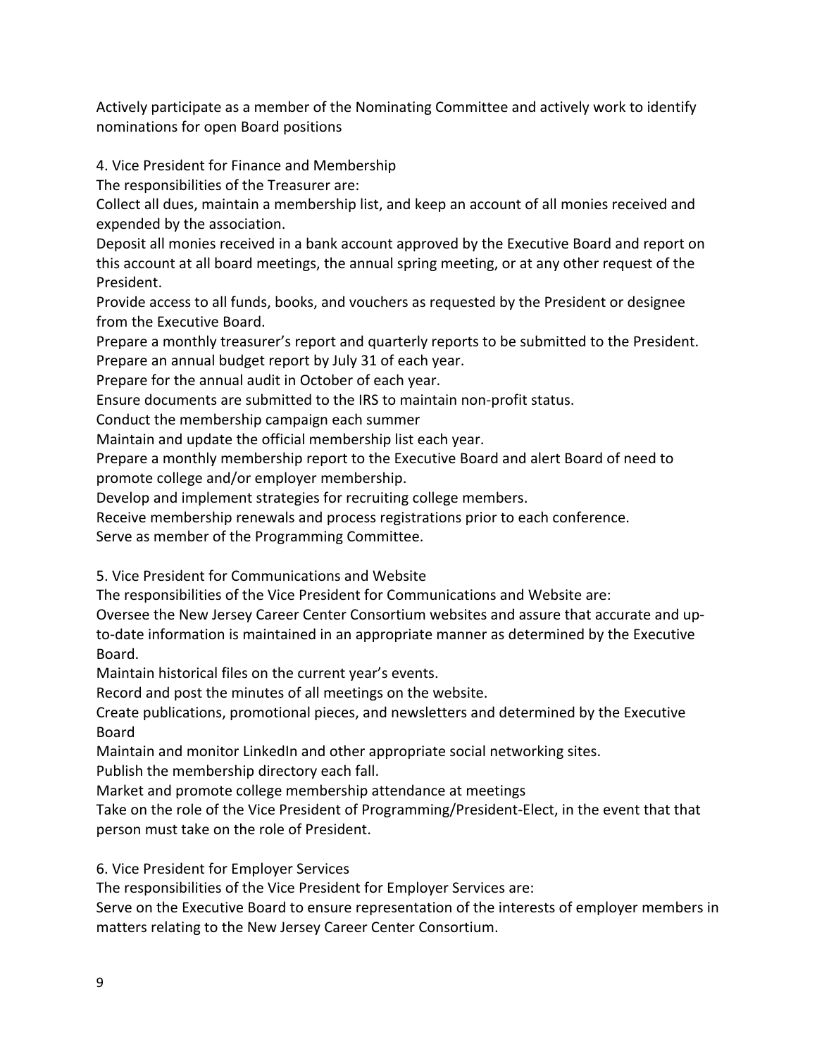Actively participate as a member of the Nominating Committee and actively work to identify nominations for open Board positions

4. Vice President for Finance and Membership

The responsibilities of the Treasurer are:

Collect all dues, maintain a membership list, and keep an account of all monies received and expended by the association.

Deposit all monies received in a bank account approved by the Executive Board and report on this account at all board meetings, the annual spring meeting, or at any other request of the President.

Provide access to all funds, books, and vouchers as requested by the President or designee from the Executive Board.

Prepare a monthly treasurer's report and quarterly reports to be submitted to the President.

Prepare an annual budget report by July 31 of each year.

Prepare for the annual audit in October of each year.

Ensure documents are submitted to the IRS to maintain non-profit status.

Conduct the membership campaign each summer

Maintain and update the official membership list each year.

Prepare a monthly membership report to the Executive Board and alert Board of need to promote college and/or employer membership.

Develop and implement strategies for recruiting college members.

Receive membership renewals and process registrations prior to each conference.

Serve as member of the Programming Committee.

5. Vice President for Communications and Website

The responsibilities of the Vice President for Communications and Website are:

Oversee the New Jersey Career Center Consortium websites and assure that accurate and up-to-date information is maintained in an appropriate manner as determined by the Executive Board.

Maintain historical files on the current year's events.

Record and post the minutes of all meetings on the website.

Create publications, promotional pieces, and newsletters and determined by the Executive Board

Maintain and monitor LinkedIn and other appropriate social networking sites.

Publish the membership directory each fall.

Market and promote college membership attendance at meetings

Take on the role of the Vice President of Programming/President-Elect, in the event that that person must take on the role of President.

6. Vice President for Employer Services

The responsibilities of the Vice President for Employer Services are:

Serve on the Executive Board to ensure representation of the interests of employer members in matters relating to the New Jersey Career Center Consortium.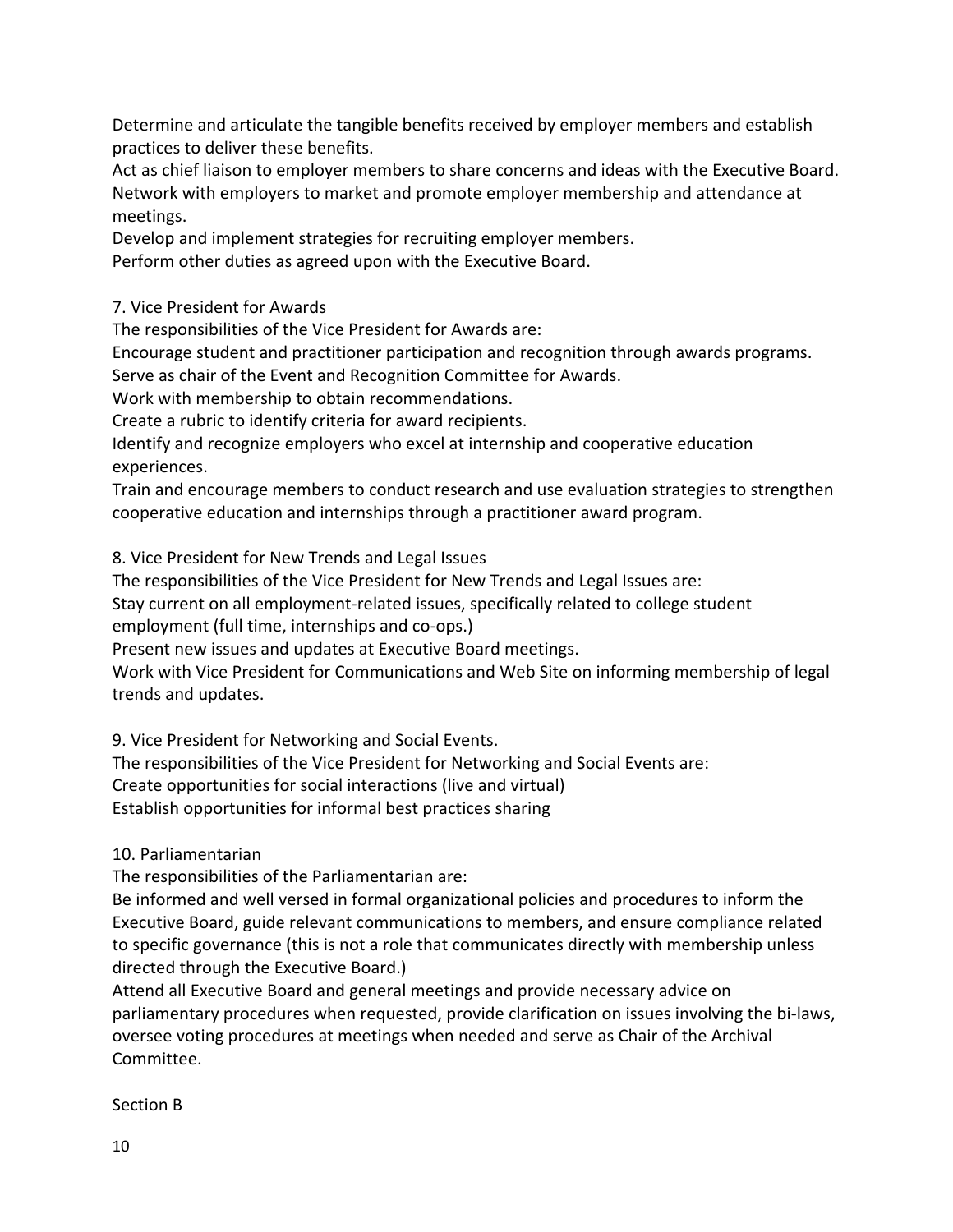Determine and articulate the tangible benefits received by employer members and establish practices to deliver these benefits.
Act as chief liaison to employer members to share concerns and ideas with the Executive Board.
Network with employers to market and promote employer membership and attendance at meetings.
Develop and implement strategies for recruiting employer members.
Perform other duties as agreed upon with the Executive Board.

7. Vice President for Awards
The responsibilities of the Vice President for Awards are:
Encourage student and practitioner participation and recognition through awards programs.
Serve as chair of the Event and Recognition Committee for Awards.
Work with membership to obtain recommendations.
Create a rubric to identify criteria for award recipients.
Identify and recognize employers who excel at internship and cooperative education experiences.
Train and encourage members to conduct research and use evaluation strategies to strengthen cooperative education and internships through a practitioner award program.

8. Vice President for New Trends and Legal Issues
The responsibilities of the Vice President for New Trends and Legal Issues are:
Stay current on all employment-related issues, specifically related to college student employment (full time, internships and co-ops.)
Present new issues and updates at Executive Board meetings.
Work with Vice President for Communications and Web Site on informing membership of legal trends and updates.

9. Vice President for Networking and Social Events.
The responsibilities of the Vice President for Networking and Social Events are:
Create opportunities for social interactions (live and virtual)
Establish opportunities for informal best practices sharing

10. Parliamentarian
The responsibilities of the Parliamentarian are:
Be informed and well versed in formal organizational policies and procedures to inform the Executive Board, guide relevant communications to members, and ensure compliance related to specific governance (this is not a role that communicates directly with membership unless directed through the Executive Board.)
Attend all Executive Board and general meetings and provide necessary advice on parliamentary procedures when requested, provide clarification on issues involving the bi-laws, oversee voting procedures at meetings when needed and serve as Chair of the Archival Committee.

Section B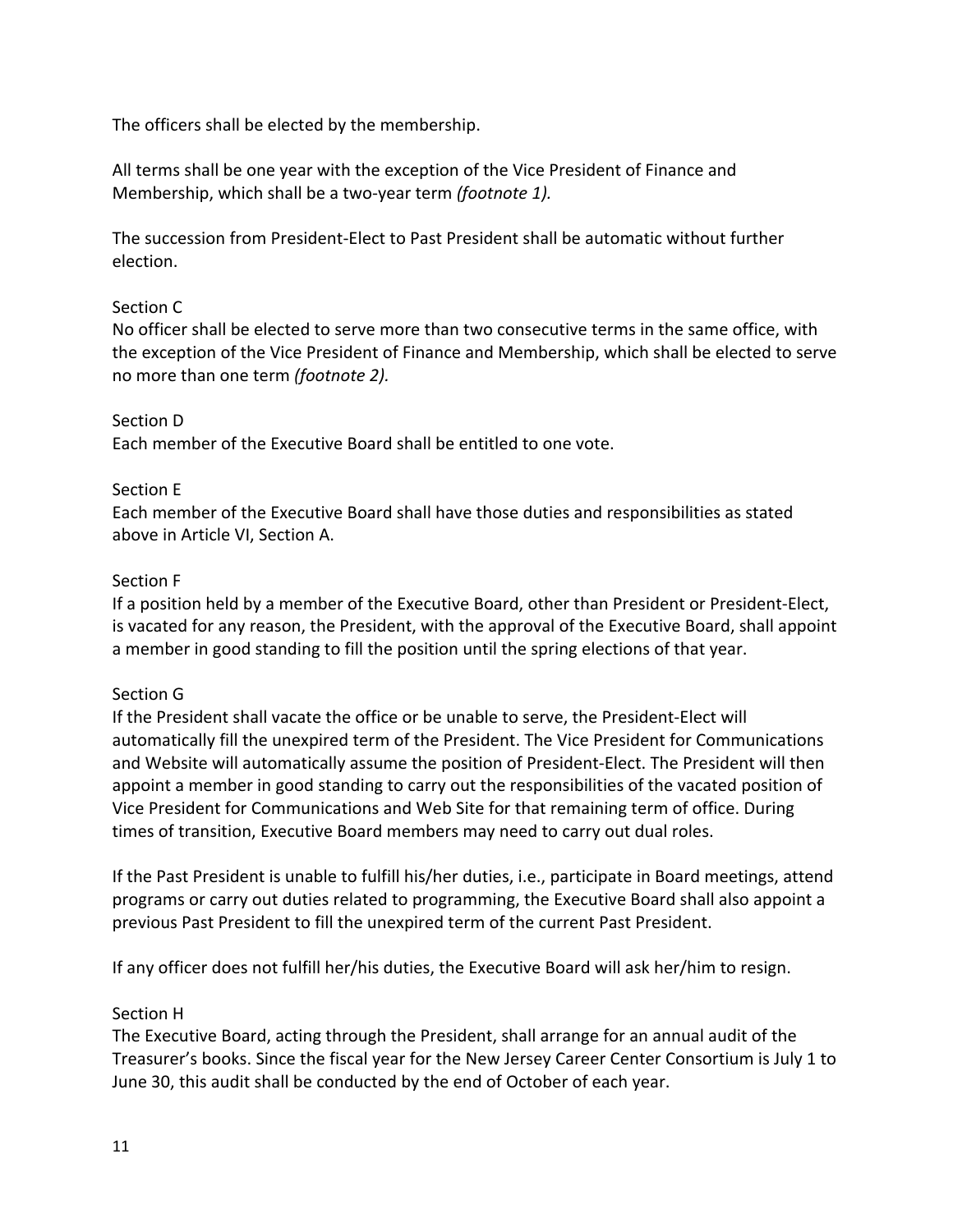The officers shall be elected by the membership.

All terms shall be one year with the exception of the Vice President of Finance and Membership, which shall be a two-year term *(footnote 1).*

The succession from President-Elect to Past President shall be automatic without further election.

Section C
No officer shall be elected to serve more than two consecutive terms in the same office, with the exception of the Vice President of Finance and Membership, which shall be elected to serve no more than one term *(footnote 2).*

Section D
Each member of the Executive Board shall be entitled to one vote.

Section E
Each member of the Executive Board shall have those duties and responsibilities as stated above in Article VI, Section A.

Section F
If a position held by a member of the Executive Board, other than President or President-Elect, is vacated for any reason, the President, with the approval of the Executive Board, shall appoint a member in good standing to fill the position until the spring elections of that year.

Section G
If the President shall vacate the office or be unable to serve, the President-Elect will automatically fill the unexpired term of the President. The Vice President for Communications and Website will automatically assume the position of President-Elect. The President will then appoint a member in good standing to carry out the responsibilities of the vacated position of Vice President for Communications and Web Site for that remaining term of office. During times of transition, Executive Board members may need to carry out dual roles.

If the Past President is unable to fulfill his/her duties, i.e., participate in Board meetings, attend programs or carry out duties related to programming, the Executive Board shall also appoint a previous Past President to fill the unexpired term of the current Past President.

If any officer does not fulfill her/his duties, the Executive Board will ask her/him to resign.

Section H
The Executive Board, acting through the President, shall arrange for an annual audit of the Treasurer's books. Since the fiscal year for the New Jersey Career Center Consortium is July 1 to June 30, this audit shall be conducted by the end of October of each year.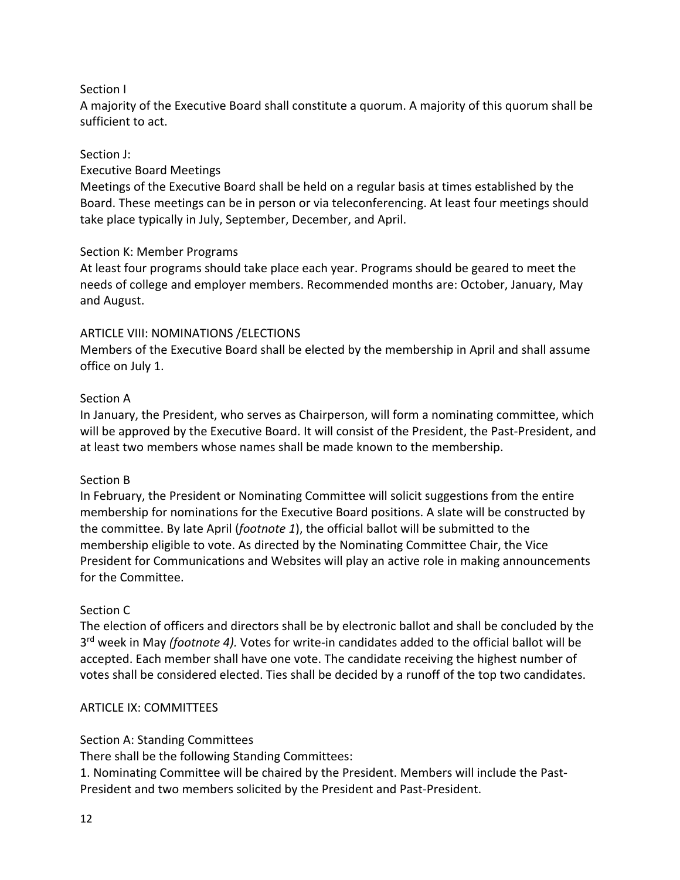Section I
A majority of the Executive Board shall constitute a quorum. A majority of this quorum shall be sufficient to act.

Section J:
Executive Board Meetings
Meetings of the Executive Board shall be held on a regular basis at times established by the Board. These meetings can be in person or via teleconferencing. At least four meetings should take place typically in July, September, December, and April.

Section K: Member Programs
At least four programs should take place each year. Programs should be geared to meet the needs of college and employer members. Recommended months are: October, January, May and August.

ARTICLE VIII: NOMINATIONS /ELECTIONS
Members of the Executive Board shall be elected by the membership in April and shall assume office on July 1.

Section A
In January, the President, who serves as Chairperson, will form a nominating committee, which will be approved by the Executive Board. It will consist of the President, the Past-President, and at least two members whose names shall be made known to the membership.

Section B
In February, the President or Nominating Committee will solicit suggestions from the entire membership for nominations for the Executive Board positions. A slate will be constructed by the committee. By late April (*footnote 1*), the official ballot will be submitted to the membership eligible to vote. As directed by the Nominating Committee Chair, the Vice President for Communications and Websites will play an active role in making announcements for the Committee.

Section C
The election of officers and directors shall be by electronic ballot and shall be concluded by the 3rd week in May *(footnote 4).* Votes for write-in candidates added to the official ballot will be accepted. Each member shall have one vote. The candidate receiving the highest number of votes shall be considered elected. Ties shall be decided by a runoff of the top two candidates.

ARTICLE IX: COMMITTEES

Section A: Standing Committees
There shall be the following Standing Committees:
1. Nominating Committee will be chaired by the President. Members will include the Past-President and two members solicited by the President and Past-President.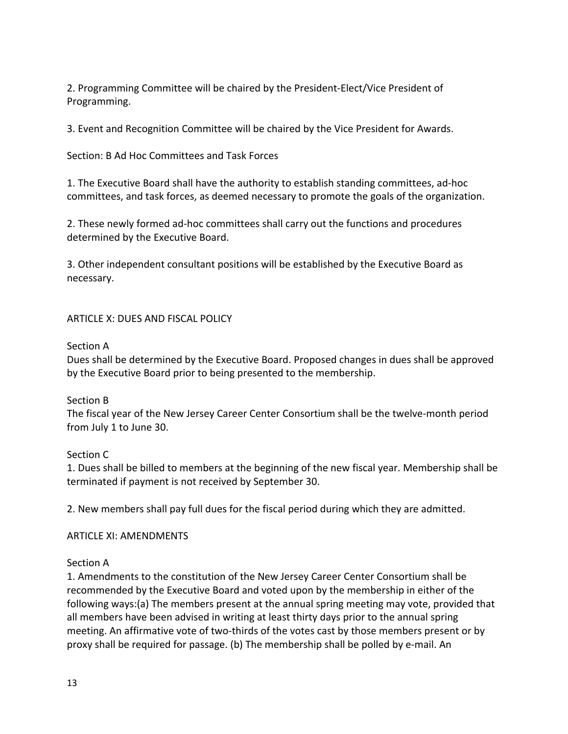2. Programming Committee will be chaired by the President-Elect/Vice President of Programming.

3. Event and Recognition Committee will be chaired by the Vice President for Awards.

Section: B Ad Hoc Committees and Task Forces

1. The Executive Board shall have the authority to establish standing committees, ad-hoc committees, and task forces, as deemed necessary to promote the goals of the organization.

2. These newly formed ad-hoc committees shall carry out the functions and procedures determined by the Executive Board.

3. Other independent consultant positions will be established by the Executive Board as necessary.

## ARTICLE X: DUES AND FISCAL POLICY

Section A
Dues shall be determined by the Executive Board. Proposed changes in dues shall be approved by the Executive Board prior to being presented to the membership.

Section B
The fiscal year of the New Jersey Career Center Consortium shall be the twelve-month period from July 1 to June 30.

Section C
1. Dues shall be billed to members at the beginning of the new fiscal year. Membership shall be terminated if payment is not received by September 30.

2. New members shall pay full dues for the fiscal period during which they are admitted.

## ARTICLE XI: AMENDMENTS

Section A
1. Amendments to the constitution of the New Jersey Career Center Consortium shall be recommended by the Executive Board and voted upon by the membership in either of the following ways:(a) The members present at the annual spring meeting may vote, provided that all members have been advised in writing at least thirty days prior to the annual spring meeting. An affirmative vote of two-thirds of the votes cast by those members present or by proxy shall be required for passage. (b) The membership shall be polled by e-mail. An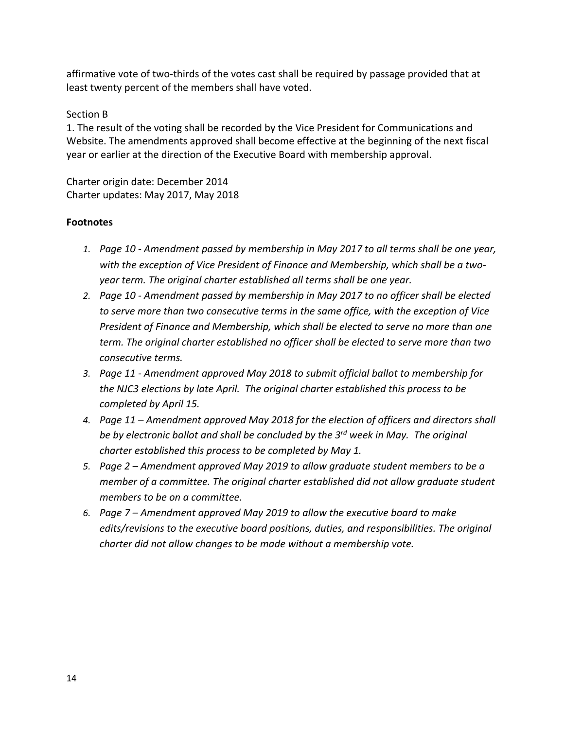affirmative vote of two-thirds of the votes cast shall be required by passage provided that at least twenty percent of the members shall have voted.

Section B

1. The result of the voting shall be recorded by the Vice President for Communications and Website. The amendments approved shall become effective at the beginning of the next fiscal year or earlier at the direction of the Executive Board with membership approval.

Charter origin date: December 2014
Charter updates: May 2017, May 2018

**Footnotes**

1. *Page 10 - Amendment passed by membership in May 2017 to all terms shall be one year, with the exception of Vice President of Finance and Membership, which shall be a two-year term. The original charter established all terms shall be one year.*
2. *Page 10 - Amendment passed by membership in May 2017 to no officer shall be elected to serve more than two consecutive terms in the same office, with the exception of Vice President of Finance and Membership, which shall be elected to serve no more than one term. The original charter established no officer shall be elected to serve more than two consecutive terms.*
3. *Page 11 - Amendment approved May 2018 to submit official ballot to membership for the NJC3 elections by late April. The original charter established this process to be completed by April 15.*
4. *Page 11 – Amendment approved May 2018 for the election of officers and directors shall be by electronic ballot and shall be concluded by the 3rd week in May. The original charter established this process to be completed by May 1.*
5. *Page 2 – Amendment approved May 2019 to allow graduate student members to be a member of a committee. The original charter established did not allow graduate student members to be on a committee.*
6. *Page 7 – Amendment approved May 2019 to allow the executive board to make edits/revisions to the executive board positions, duties, and responsibilities. The original charter did not allow changes to be made without a membership vote.*